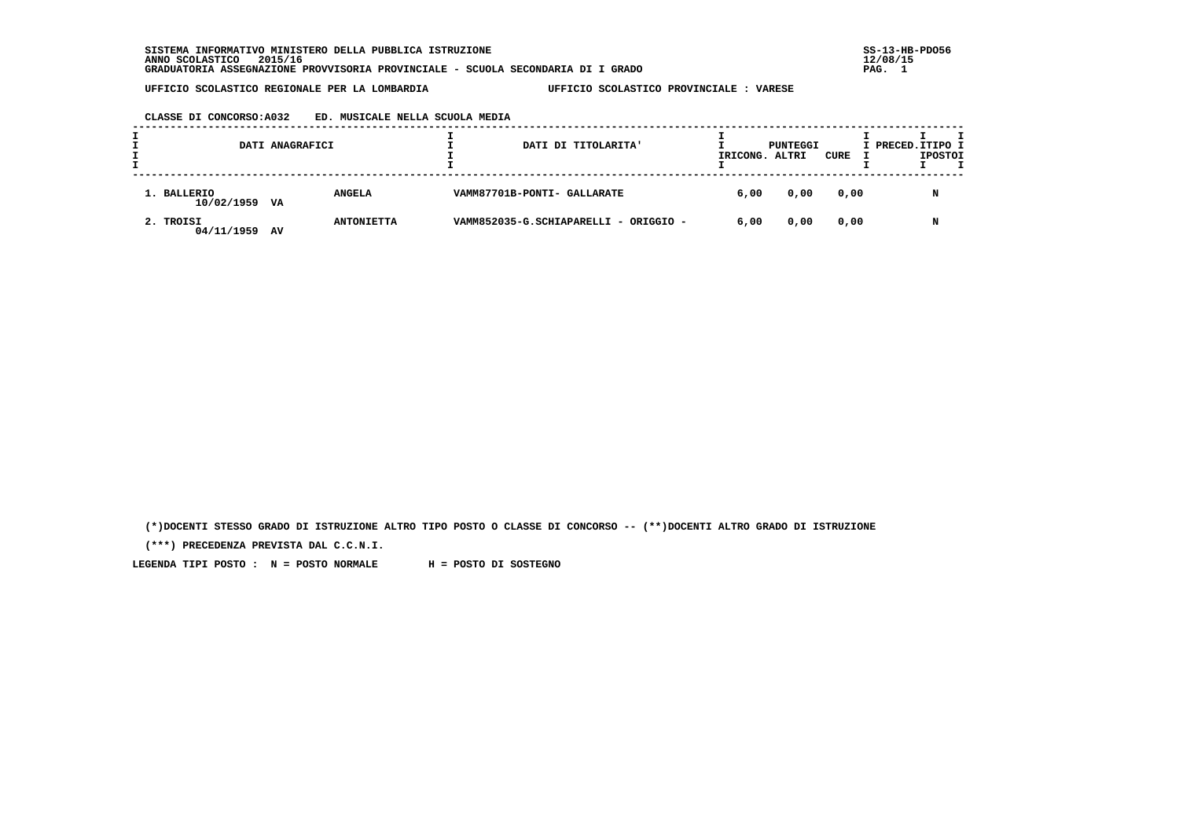SISTEMA INFORMATIVO MINISTERO DELLA PUBBLICA ISTRUZIONE
ANNO SCOLASTICO 2015/16
GRADUATORIA ASSEGNAZIONE PROVVISORIA PROVINCIALE - SCUOLA SECONDARIA DI I GRADO

SS-13-HB-PDO56
12/08/15

UFFICIO SCOLASTICO REGIONALE PER LA LOMBARDIA — UFFICIO SCOLASTICO PROVINCIALE : VARESE

CLASSE DI CONCORSO:A032 ED. MUSICALE NELLA SCUOLA MEDIA

| DATI ANAGRAFICI | | DATI DI TITOLARITA' | PUNTEGGI RICONG. | ALTRI | CURE | PRECED. | TIPO POSTO |
|---|---|---|---|---|---|---|---|
| 1. BALLERIO 10/02/1959 VA | ANGELA | VAMM87701B-PONTI- GALLARATE | 6,00 | 0,00 | 0,00 | | N |
| 2. TROISI 04/11/1959 AV | ANTONIETTA | VAMM852035-G.SCHIAPARELLI - ORIGGIO - | 6,00 | 0,00 | 0,00 | | N |

(*)DOCENTI STESSO GRADO DI ISTRUZIONE ALTRO TIPO POSTO O CLASSE DI CONCORSO -- (**)DOCENTI ALTRO GRADO DI ISTRUZIONE

(***) PRECEDENZA PREVISTA DAL C.C.N.I.

LEGENDA TIPI POSTO : N = POSTO NORMALE H = POSTO DI SOSTEGNO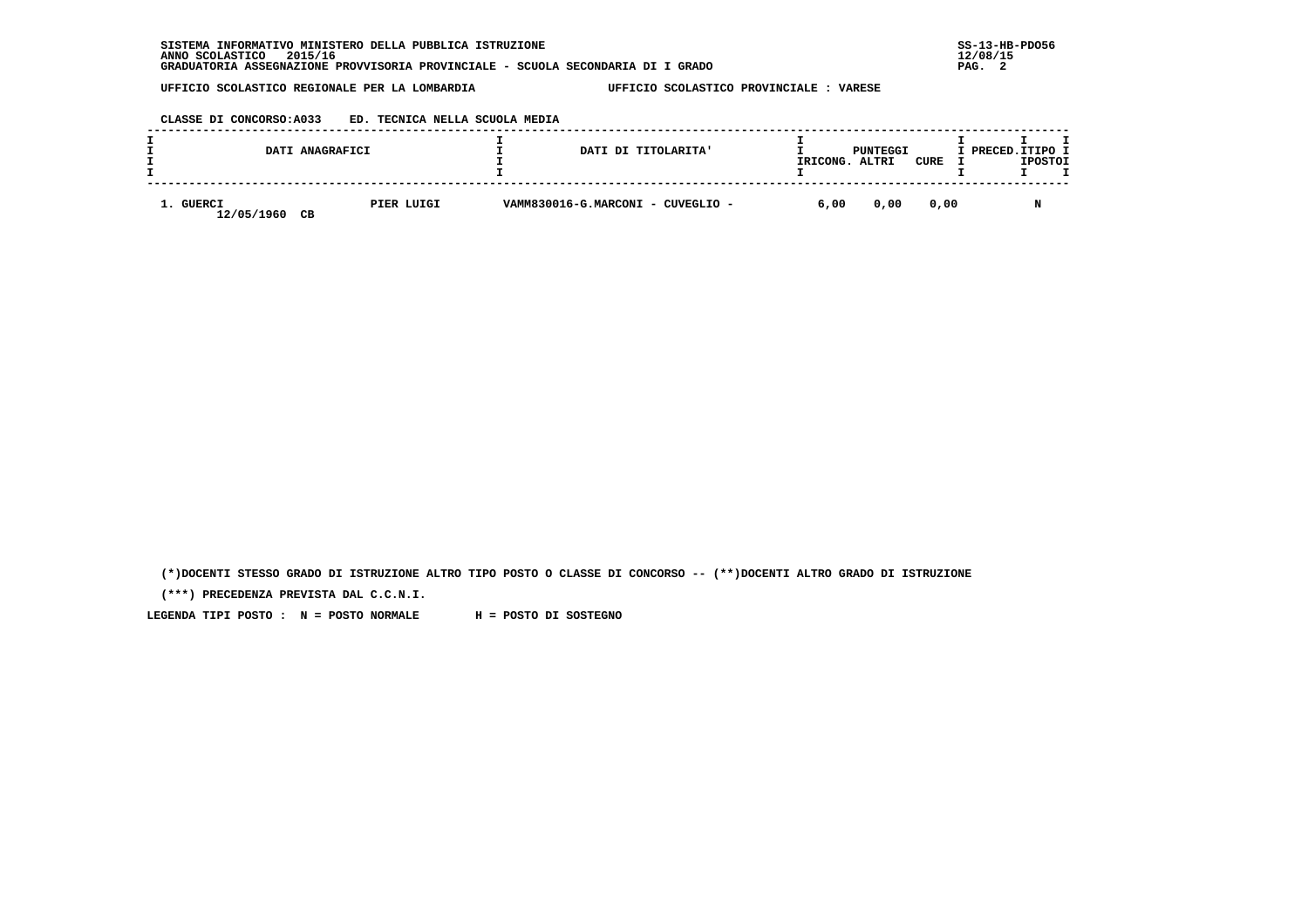SISTEMA INFORMATIVO MINISTERO DELLA PUBBLICA ISTRUZIONE
ANNO SCOLASTICO 2015/16
GRADUATORIA ASSEGNAZIONE PROVVISORIA PROVINCIALE - SCUOLA SECONDARIA DI I GRADO

SS-13-HB-PDO56
12/08/15

UFFICIO SCOLASTICO REGIONALE PER LA LOMBARDIA    UFFICIO SCOLASTICO PROVINCIALE : VARESE

CLASSE DI CONCORSO:A033    ED. TECNICA NELLA SCUOLA MEDIA

| DATI ANAGRAFICI | | DATI DI TITOLARITA' | PUNTEGGI RICONG. | ALTRI | CURE | PRECED. | TIPO POSTO |
|---|---|---|---|---|---|---|---|
| 1. GUERCI 12/05/1960 CB | PIER LUIGI | VAMM830016-G.MARCONI - CUVEGLIO - | 6,00 | 0,00 | 0,00 | | N |

(*)DOCENTI STESSO GRADO DI ISTRUZIONE ALTRO TIPO POSTO O CLASSE DI CONCORSO -- (**)DOCENTI ALTRO GRADO DI ISTRUZIONE

(***) PRECEDENZA PREVISTA DAL C.C.N.I.

LEGENDA TIPI POSTO : N = POSTO NORMALE    H = POSTO DI SOSTEGNO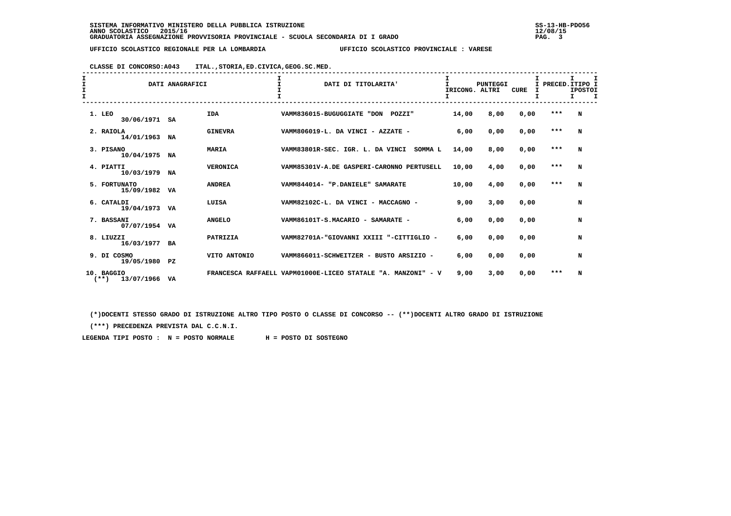SISTEMA INFORMATIVO MINISTERO DELLA PUBBLICA ISTRUZIONE
ANNO SCOLASTICO 2015/16
GRADUATORIA ASSEGNAZIONE PROVVISORIA PROVINCIALE - SCUOLA SECONDARIA DI I GRADO

SS-13-HB-PDO56
12/08/15

UFFICIO SCOLASTICO REGIONALE PER LA LOMBARDIA — UFFICIO SCOLASTICO PROVINCIALE : VARESE

CLASSE DI CONCORSO:A043 ITAL.,STORIA,ED.CIVICA,GEOG.SC.MED.

| DATI ANAGRAFICI | | | DATI DI TITOLARITA' | PUNTEGGI RICONG. | PUNTEGGI ALTRI | PUNTEGGI CURE | PRECED. | TIPO POSTO |
|---|---|---|---|---|---|---|---|---|
| 1. LEO 30/06/1971 | SA | IDA | VAMM836015-BUGUGGIATE "DON POZZI" | 14,00 | 8,00 | 0,00 | *** | N |
| 2. RAIOLA 14/01/1963 | NA | GINEVRA | VAMM806019-L. DA VINCI - AZZATE - | 6,00 | 0,00 | 0,00 | *** | N |
| 3. PISANO 10/04/1975 | NA | MARIA | VAMM83801R-SEC. IGR. L. DA VINCI SOMMA L | 14,00 | 8,00 | 0,00 | *** | N |
| 4. PIATTI 10/03/1979 | NA | VERONICA | VAMM85301V-A.DE GASPERI-CARONNO PERTUSELL | 10,00 | 4,00 | 0,00 | *** | N |
| 5. FORTUNATO 15/09/1982 | VA | ANDREA | VAMM844014- "P.DANIELE" SAMARATE | 10,00 | 4,00 | 0,00 | *** | N |
| 6. CATALDI 19/04/1973 | VA | LUISA | VAMM82102C-L. DA VINCI - MACCAGNO - | 9,00 | 3,00 | 0,00 | | N |
| 7. BASSANI 07/07/1954 | VA | ANGELO | VAMM86101T-S.MACARIO - SAMARATE - | 6,00 | 0,00 | 0,00 | | N |
| 8. LIUZZI 16/03/1977 | BA | PATRIZIA | VAMM82701A-"GIOVANNI XXIII "-CITTIGLIO - | 6,00 | 0,00 | 0,00 | | N |
| 9. DI COSMO 19/05/1980 | PZ | VITO ANTONIO | VAMM866011-SCHWEITZER - BUSTO ARSIZIO - | 6,00 | 0,00 | 0,00 | | N |
| 10. BAGGIO (**) 13/07/1966 | VA | FRANCESCA RAFFAELL | VAPM01000E-LICEO STATALE "A. MANZONI" - V | 9,00 | 3,00 | 0,00 | *** | N |

(*)DOCENTI STESSO GRADO DI ISTRUZIONE ALTRO TIPO POSTO O CLASSE DI CONCORSO -- (**)DOCENTI ALTRO GRADO DI ISTRUZIONE

(***) PRECEDENZA PREVISTA DAL C.C.N.I.

LEGENDA TIPI POSTO : N = POSTO NORMALE H = POSTO DI SOSTEGNO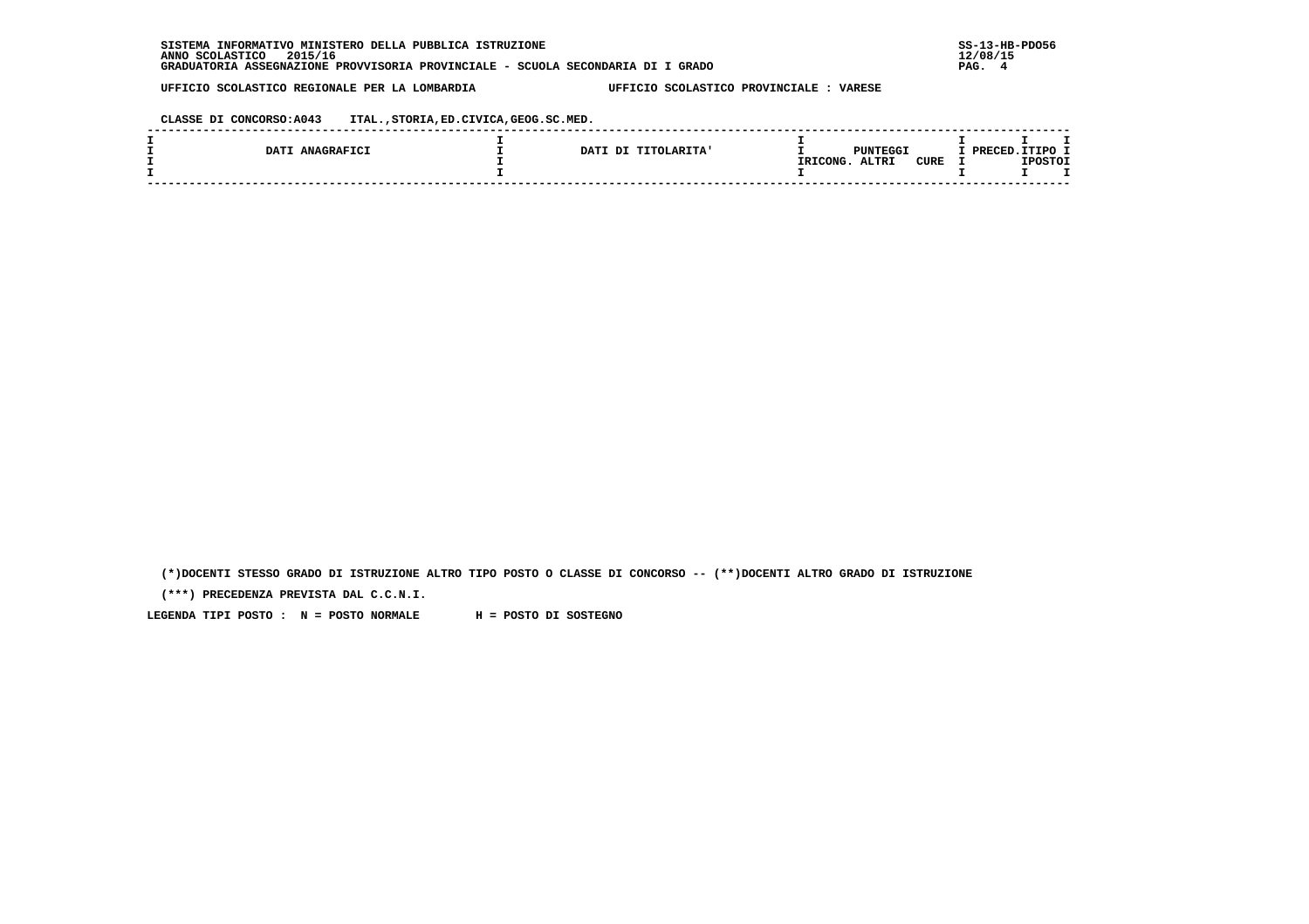SISTEMA INFORMATIVO MINISTERO DELLA PUBBLICA ISTRUZIONE
ANNO SCOLASTICO 2015/16
GRADUATORIA ASSEGNAZIONE PROVVISORIA PROVINCIALE - SCUOLA SECONDARIA DI I GRADO

SS-13-HB-PDO56
12/08/15

UFFICIO SCOLASTICO REGIONALE PER LA LOMBARDIA — UFFICIO SCOLASTICO PROVINCIALE : VARESE

CLASSE DI CONCORSO:A043 ITAL.,STORIA,ED.CIVICA,GEOG.SC.MED.

| DATI ANAGRAFICI | DATI DI TITOLARITA' | PUNTEGGI | | | PRECED. | TIPO POSTO |
|---|---|---|---|---|---|---|
| | | RICONG. | ALTRI | CURE | | |

(*)DOCENTI STESSO GRADO DI ISTRUZIONE ALTRO TIPO POSTO O CLASSE DI CONCORSO -- (**)DOCENTI ALTRO GRADO DI ISTRUZIONE

(***) PRECEDENZA PREVISTA DAL C.C.N.I.

LEGENDA TIPI POSTO : N = POSTO NORMALE H = POSTO DI SOSTEGNO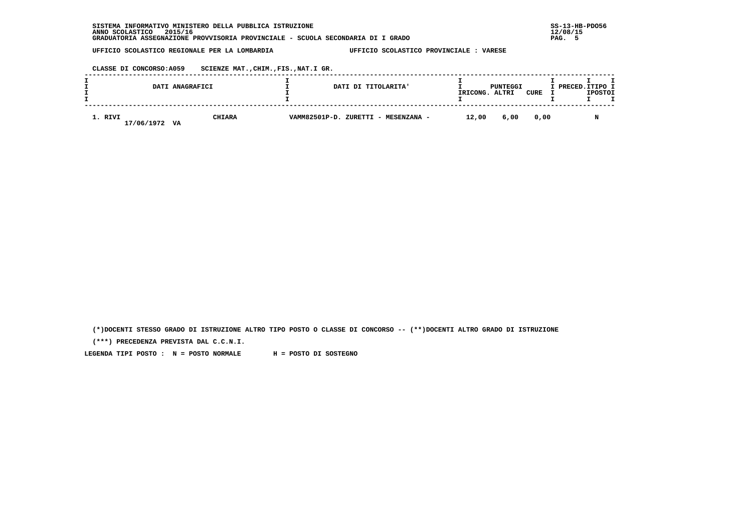SISTEMA INFORMATIVO MINISTERO DELLA PUBBLICA ISTRUZIONE
ANNO SCOLASTICO 2015/16
GRADUATORIA ASSEGNAZIONE PROVVISORIA PROVINCIALE - SCUOLA SECONDARIA DI I GRADO

SS-13-HB-PDO56
12/08/15

UFFICIO SCOLASTICO REGIONALE PER LA LOMBARDIA — UFFICIO SCOLASTICO PROVINCIALE : VARESE

CLASSE DI CONCORSO:A059 SCIENZE MAT.,CHIM.,FIS.,NAT.I GR.

| DATI ANAGRAFICI | | DATI DI TITOLARITA' | PUNTEGGI | | | PRECED. | TIPO POSTO |
|---|---|---|---|---|---|---|---|
| | | | RICONG. | ALTRI | CURE | | |
| 1. RIVI 17/06/1972 VA | CHIARA | VAMM82501P-D. ZURETTI - MESENZANA - | 12,00 | 6,00 | 0,00 | | N |

(*)DOCENTI STESSO GRADO DI ISTRUZIONE ALTRO TIPO POSTO O CLASSE DI CONCORSO -- (**)DOCENTI ALTRO GRADO DI ISTRUZIONE

(***) PRECEDENZA PREVISTA DAL C.C.N.I.

LEGENDA TIPI POSTO : N = POSTO NORMALE H = POSTO DI SOSTEGNO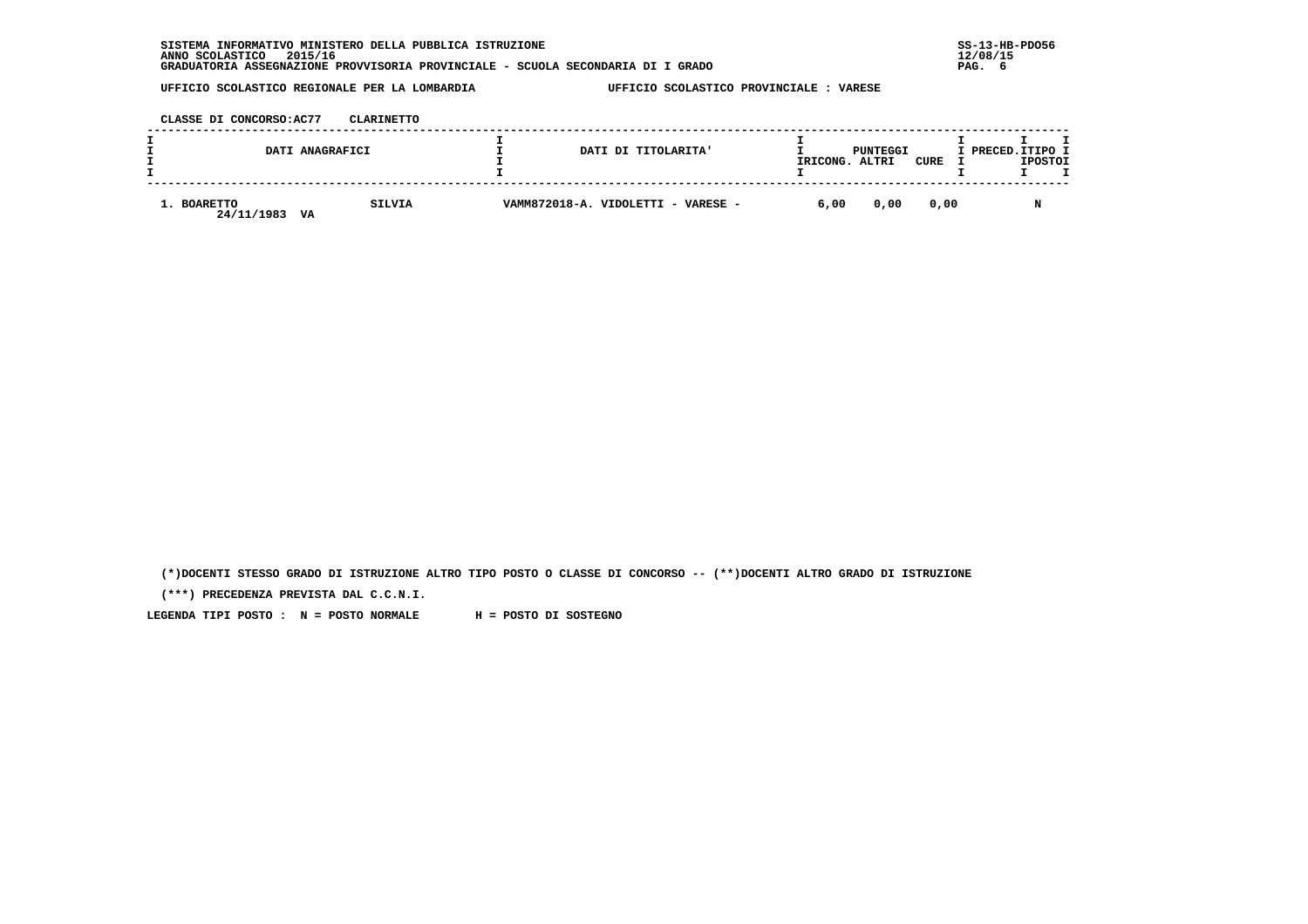SISTEMA INFORMATIVO MINISTERO DELLA PUBBLICA ISTRUZIONE
ANNO SCOLASTICO 2015/16
GRADUATORIA ASSEGNAZIONE PROVVISORIA PROVINCIALE - SCUOLA SECONDARIA DI I GRADO

SS-13-HB-PDO56
12/08/15

UFFICIO SCOLASTICO REGIONALE PER LA LOMBARDIA — UFFICIO SCOLASTICO PROVINCIALE : VARESE

CLASSE DI CONCORSO:AC77 CLARINETTO

| DATI ANAGRAFICI | | DATI DI TITOLARITA' | PUNTEGGI RICONG. | PUNTEGGI ALTRI | PUNTEGGI CURE | PRECED. | TIPO POSTO |
|---|---|---|---|---|---|---|---|
| 1. BOARETTO 24/11/1983 VA | SILVIA | VAMM872018-A. VIDOLETTI - VARESE - | 6,00 | 0,00 | 0,00 | | N |

(*)DOCENTI STESSO GRADO DI ISTRUZIONE ALTRO TIPO POSTO O CLASSE DI CONCORSO -- (**)DOCENTI ALTRO GRADO DI ISTRUZIONE

(***) PRECEDENZA PREVISTA DAL C.C.N.I.

LEGENDA TIPI POSTO : N = POSTO NORMALE H = POSTO DI SOSTEGNO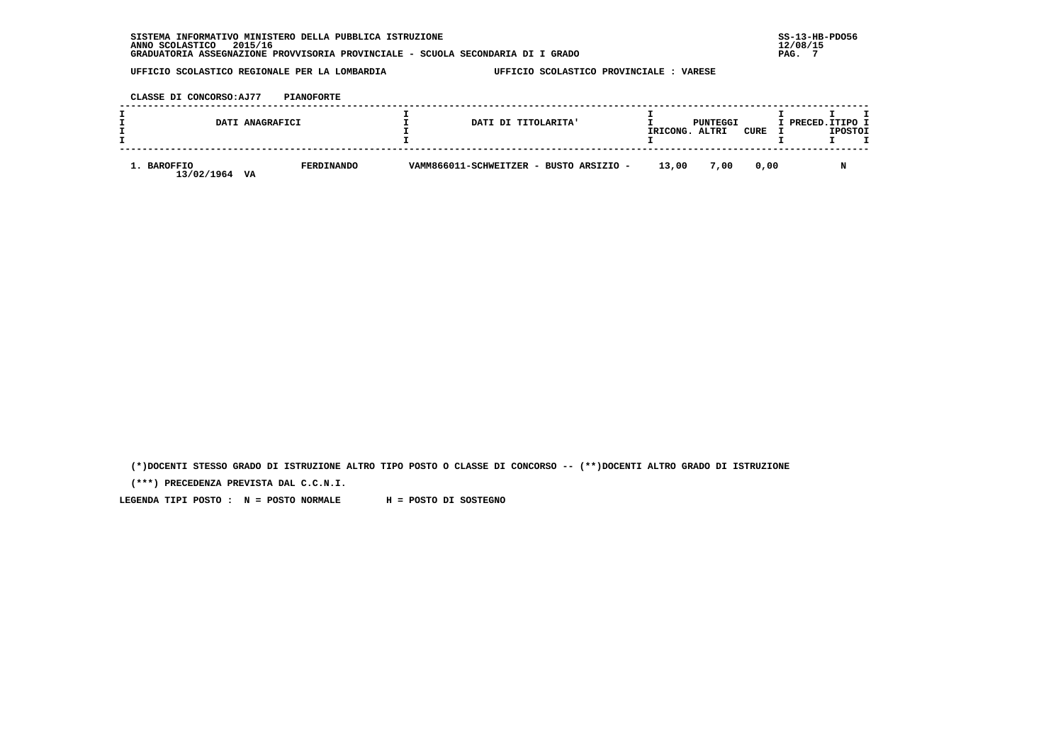SISTEMA INFORMATIVO MINISTERO DELLA PUBBLICA ISTRUZIONE
ANNO SCOLASTICO 2015/16
GRADUATORIA ASSEGNAZIONE PROVVISORIA PROVINCIALE - SCUOLA SECONDARIA DI I GRADO

SS-13-HB-PDO56
12/08/15

UFFICIO SCOLASTICO REGIONALE PER LA LOMBARDIA — UFFICIO SCOLASTICO PROVINCIALE : VARESE

CLASSE DI CONCORSO:AJ77 PIANOFORTE

| DATI ANAGRAFICI | | DATI DI TITOLARITA' | PUNTEGGI RICONG. | ALTRI | CURE | PRECED. | TIPO POSTO |
|---|---|---|---|---|---|---|---|
| 1. BAROFFIO 13/02/1964 VA | FERDINANDO | VAMM866011-SCHWEITZER - BUSTO ARSIZIO - | 13,00 | 7,00 | 0,00 | | N |

(*)DOCENTI STESSO GRADO DI ISTRUZIONE ALTRO TIPO POSTO O CLASSE DI CONCORSO -- (**)DOCENTI ALTRO GRADO DI ISTRUZIONE

(***) PRECEDENZA PREVISTA DAL C.C.N.I.

LEGENDA TIPI POSTO : N = POSTO NORMALE H = POSTO DI SOSTEGNO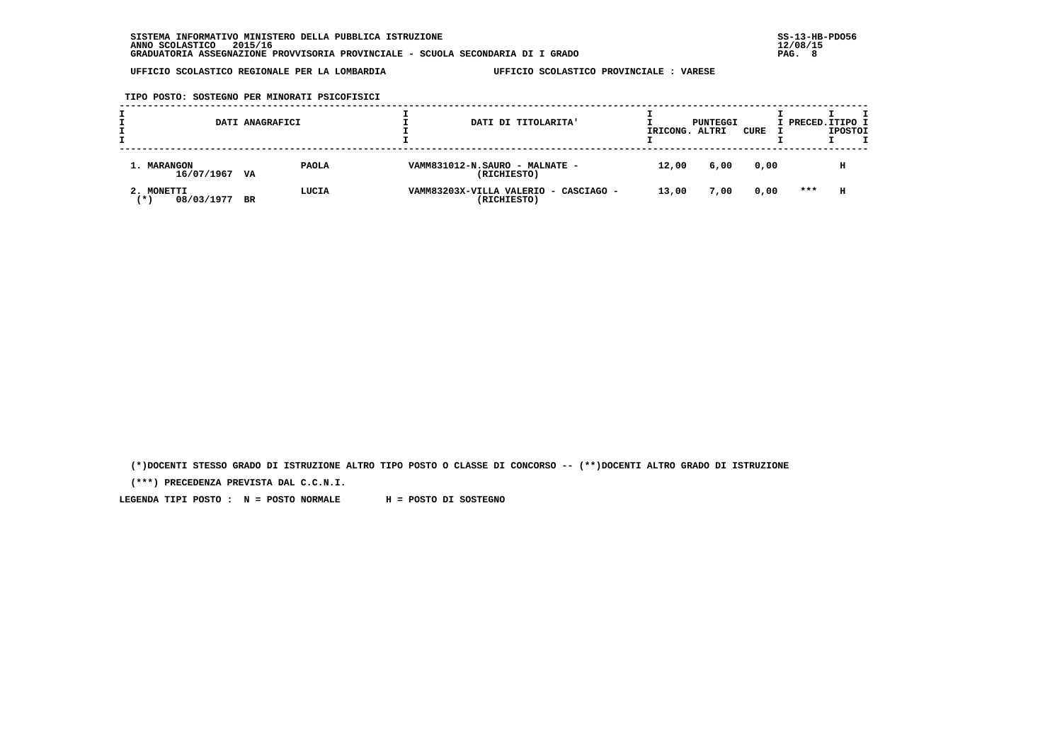SISTEMA INFORMATIVO MINISTERO DELLA PUBBLICA ISTRUZIONE
ANNO SCOLASTICO 2015/16
GRADUATORIA ASSEGNAZIONE PROVVISORIA PROVINCIALE - SCUOLA SECONDARIA DI I GRADO

UFFICIO SCOLASTICO REGIONALE PER LA LOMBARDIA — UFFICIO SCOLASTICO PROVINCIALE : VARESE

TIPO POSTO: SOSTEGNO PER MINORATI PSICOFISICI

| DATI ANAGRAFICI | | | DATI DI TITOLARITA' | PUNTEGGI RICONG. | PUNTEGGI ALTRI | PUNTEGGI CURE | PRECED. | TIPO POSTO |
|---|---|---|---|---|---|---|---|---|
| 1. MARANGON 16/07/1967 | VA | PAOLA | VAMM831012-N.SAURO - MALNATE - (RICHIESTO) | 12,00 | 6,00 | 0,00 | | H |
| 2. MONETTI (*) 08/03/1977 | BR | LUCIA | VAMM83203X-VILLA VALERIO - CASCIAGO - (RICHIESTO) | 13,00 | 7,00 | 0,00 | *** | H |

(*)DOCENTI STESSO GRADO DI ISTRUZIONE ALTRO TIPO POSTO O CLASSE DI CONCORSO -- (**)DOCENTI ALTRO GRADO DI ISTRUZIONE

(***) PRECEDENZA PREVISTA DAL C.C.N.I.

LEGENDA TIPI POSTO : N = POSTO NORMALE H = POSTO DI SOSTEGNO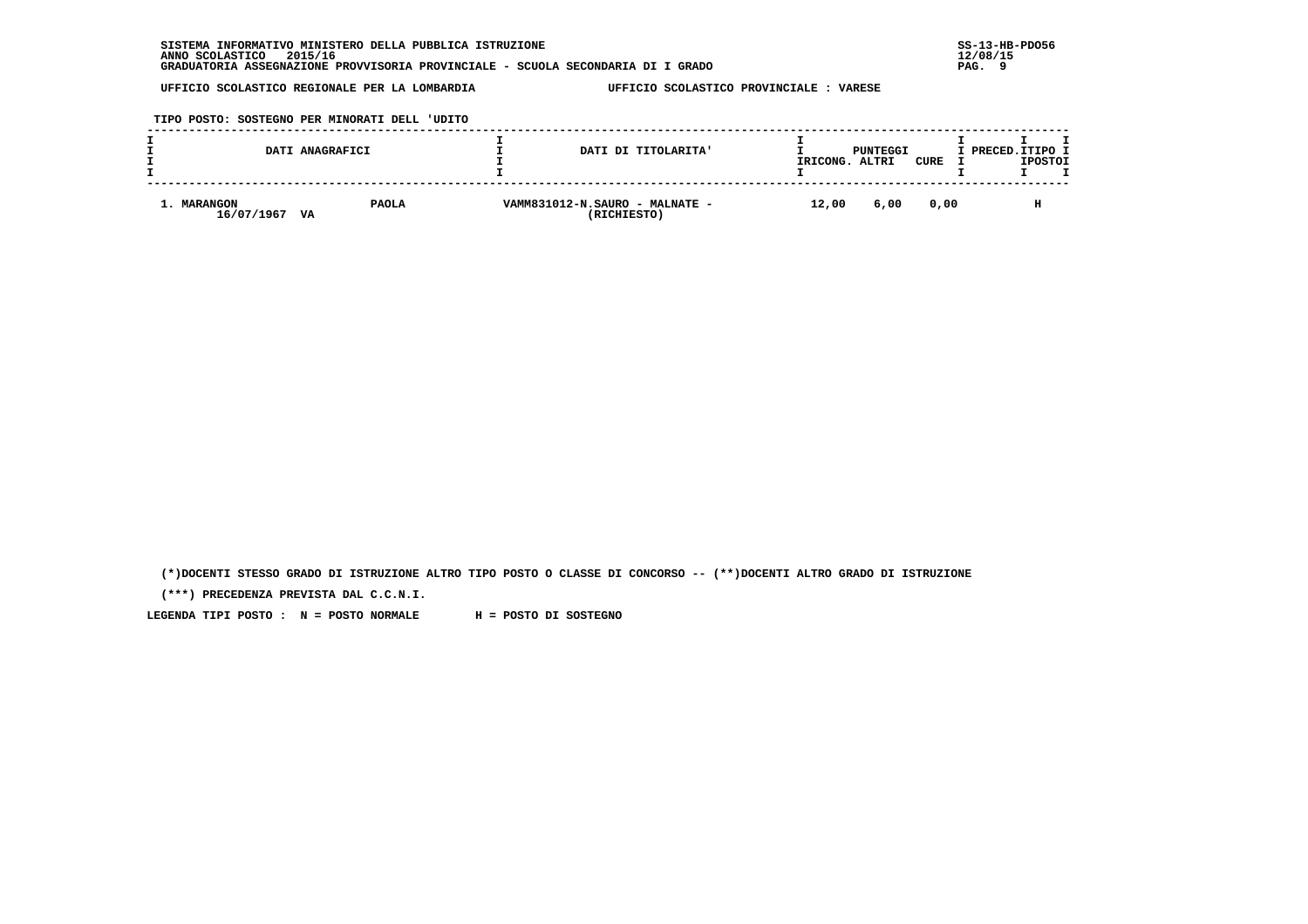SISTEMA INFORMATIVO MINISTERO DELLA PUBBLICA ISTRUZIONE
ANNO SCOLASTICO 2015/16
GRADUATORIA ASSEGNAZIONE PROVVISORIA PROVINCIALE - SCUOLA SECONDARIA DI I GRADO

SS-13-HB-PDO56
12/08/15

UFFICIO SCOLASTICO REGIONALE PER LA LOMBARDIA — UFFICIO SCOLASTICO PROVINCIALE : VARESE

TIPO POSTO: SOSTEGNO PER MINORATI DELL 'UDITO

| DATI ANAGRAFICI | | DATI DI TITOLARITA' | PUNTEGGI RICONG. | PUNTEGGI ALTRI | PUNTEGGI CURE | PRECED. | TIPO POSTO |
|---|---|---|---|---|---|---|---|
| 1. MARANGON<br>16/07/1967 VA | PAOLA | VAMM831012-N.SAURO - MALNATE -<br>(RICHIESTO) | 12,00 | 6,00 | 0,00 | | H |

(*)DOCENTI STESSO GRADO DI ISTRUZIONE ALTRO TIPO POSTO O CLASSE DI CONCORSO -- (**)DOCENTI ALTRO GRADO DI ISTRUZIONE

(***) PRECEDENZA PREVISTA DAL C.C.N.I.

LEGENDA TIPI POSTO : N = POSTO NORMALE H = POSTO DI SOSTEGNO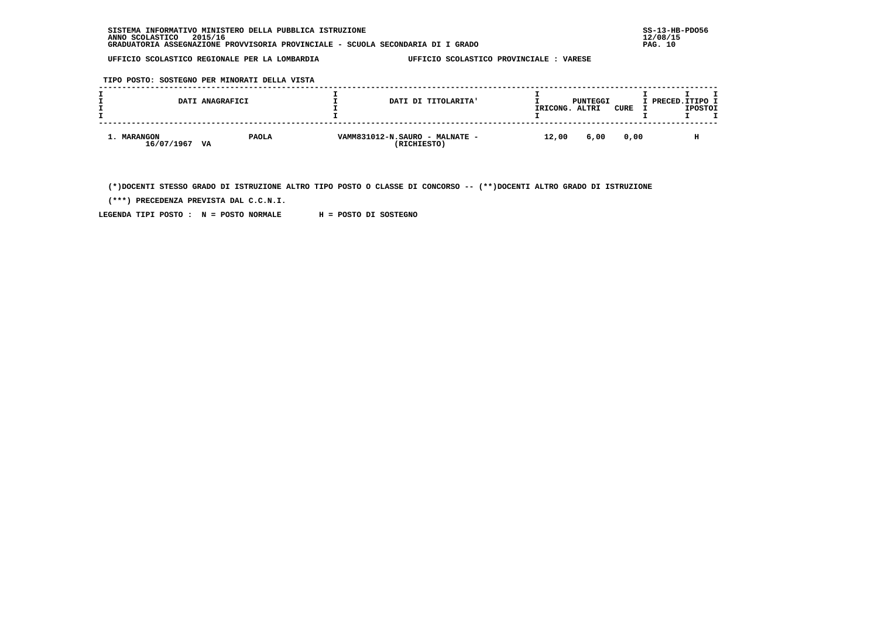SISTEMA INFORMATIVO MINISTERO DELLA PUBBLICA ISTRUZIONE
ANNO SCOLASTICO 2015/16
GRADUATORIA ASSEGNAZIONE PROVVISORIA PROVINCIALE - SCUOLA SECONDARIA DI I GRADO

SS-13-HB-PDO56
12/08/15

UFFICIO SCOLASTICO REGIONALE PER LA LOMBARDIA — UFFICIO SCOLASTICO PROVINCIALE : VARESE

TIPO POSTO: SOSTEGNO PER MINORATI DELLA VISTA

| DATI ANAGRAFICI | | | DATI DI TITOLARITA' | PUNTEGGI | | | PRECED. | TIPO POSTO |
|---|---|---|---|---|---|---|---|---|
| | | | | RICONG. | ALTRI | CURE | | |
| 1. MARANGON 16/07/1967 | VA | PAOLA | VAMM831012-N.SAURO - MALNATE - (RICHIESTO) | 12,00 | 6,00 | 0,00 | | H |

(*)DOCENTI STESSO GRADO DI ISTRUZIONE ALTRO TIPO POSTO O CLASSE DI CONCORSO -- (**)DOCENTI ALTRO GRADO DI ISTRUZIONE

(***) PRECEDENZA PREVISTA DAL C.C.N.I.

LEGENDA TIPI POSTO : N = POSTO NORMALE H = POSTO DI SOSTEGNO